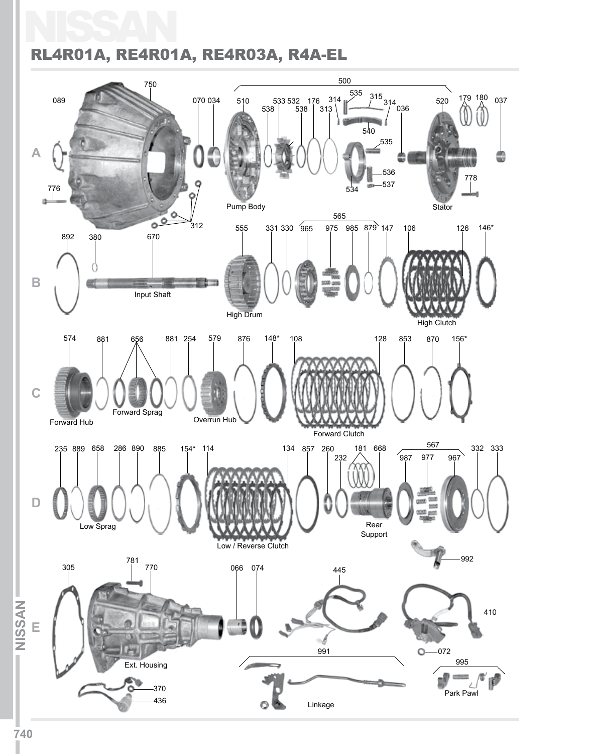# NISSAN

## RL4R01A, RE4R01A, RE4R03A, R4A-EL

**A**

750, 089, 776, 070, 034, 312

500: 510, 538, 533, 532, 538, 176, 313, 314, 535, 315, 314, 540, 036, 535, 536, 537, 534, 520, 179, 180, 037, 778

Pump Body

Stator

**B**

892, 380, 670, 555, 331, 330

565: 965, 975, 985, 879

147, 106, 126, 146*

Input Shaft

High Drum

High Clutch

**C**

574, 881, 656, 881, 254, 579, 876, 148*, 108, 128, 853, 870, 156*

Forward Hub

Forward Sprag

Overrun Hub

Forward Clutch

**D**

235, 889, 658, 286, 890, 885, 154*, 114, 134, 857, 260, 232, 181, 668

567: 987, 977, 967

332, 333, 992

Low Sprag

Low / Reverse Clutch

Rear Support

**E**

305, 781, 770, 066, 074, 445, 410, 072, 370, 436

991

995

Ext. Housing

Linkage

Park Pawl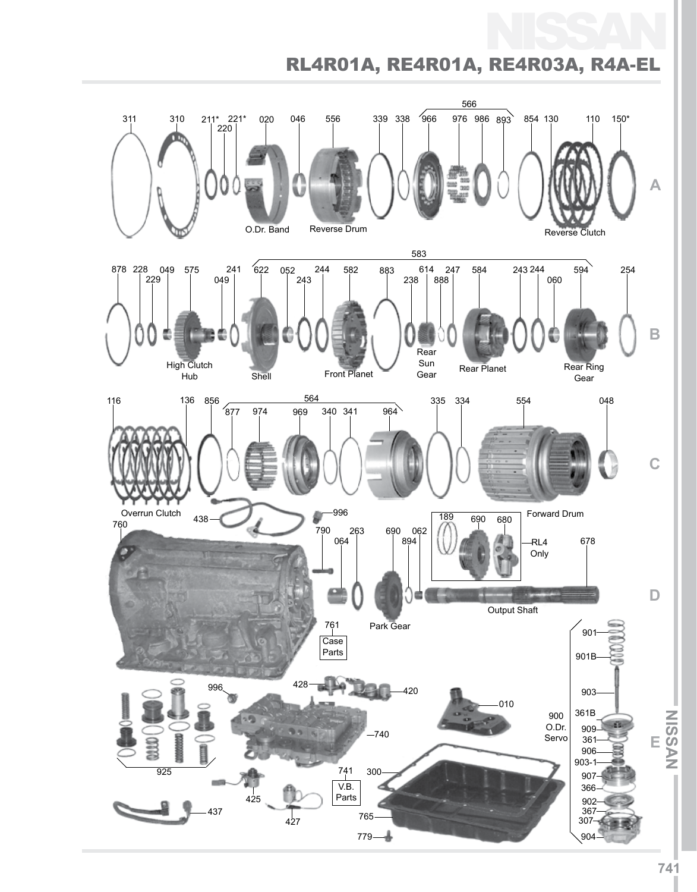# NISSAN

## RL4R01A, RE4R01A, RE4R03A, R4A-EL

A

311
310
211*
220
221*
020
046
556
339
338
566
966
976
986
893
854
130
110
150*

O.Dr. Band
Reverse Drum
Reverse Clutch

B

878
228
229
049
575
049
241
583
622
052
243
244
582
883
238
614
888
247
584
243
244
060
594
254

High Clutch Hub
Shell
Front Planet
Rear Sun Gear
Rear Planet
Rear Ring Gear

C

116
136
856
564
877
974
969
340
341
964
335
334
554
048

Overrun Clutch
Forward Drum

D

760
438
996
790
064
263
690
062
894
189
690
680
RL4 Only
678

761
Case Parts

Park Gear
Output Shaft

E

996
428
420
010
740
925
741
V.B. Parts
300
765
779
425
427
437

900
O.Dr. Servo
901
901B
903
361B
909
361
906
903-1
907
366
902
367
307
904